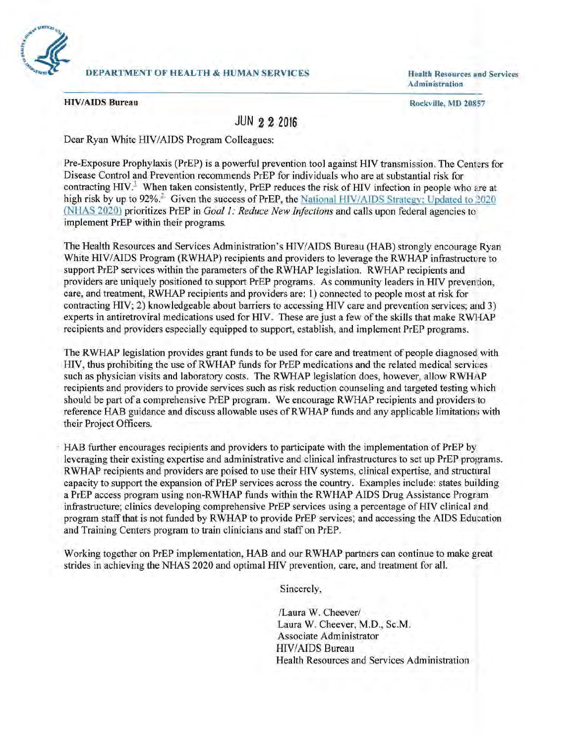**DEPARTMENT OF HEALTH & HUMAN SERVICES**

**Health Resources and Services Administration**

**HIV/AIDS Bureau**

**Rockville, MD 20857**

JUN 22 2016

Dear Ryan White HIV/AIDS Program Colleagues:

Pre-Exposure Prophylaxis (PrEP) is a powerful prevention tool against HIV transmission. The Centers for Disease Control and Prevention recommends PrEP for individuals who are at substantial risk for contracting HIV.[1] When taken consistently, PrEP reduces the risk of HIV infection in people who are at high risk by up to 92%.[2] Given the success of PrEP, the National HIV/AIDS Strategy: Updated to 2020 (NHAS 2020) prioritizes PrEP in *Goal 1: Reduce New Infections* and calls upon federal agencies to implement PrEP within their programs.

The Health Resources and Services Administration's HIV/AIDS Bureau (HAB) strongly encourage Ryan White HIV/AIDS Program (RWHAP) recipients and providers to leverage the RWHAP infrastructure to support PrEP services within the parameters of the RWHAP legislation. RWHAP recipients and providers are uniquely positioned to support PrEP programs. As community leaders in HIV prevention, care, and treatment, RWHAP recipients and providers are: 1) connected to people most at risk for contracting HIV; 2) knowledgeable about barriers to accessing HIV care and prevention services; and 3) experts in antiretroviral medications used for HIV. These are just a few of the skills that make RWHAP recipients and providers especially equipped to support, establish, and implement PrEP programs.

The RWHAP legislation provides grant funds to be used for care and treatment of people diagnosed with HIV, thus prohibiting the use of RWHAP funds for PrEP medications and the related medical services such as physician visits and laboratory costs. The RWHAP legislation does, however, allow RWHAP recipients and providers to provide services such as risk reduction counseling and targeted testing which should be part of a comprehensive PrEP program. We encourage RWHAP recipients and providers to reference HAB guidance and discuss allowable uses of RWHAP funds and any applicable limitations with their Project Officers.

HAB further encourages recipients and providers to participate with the implementation of PrEP by leveraging their existing expertise and administrative and clinical infrastructures to set up PrEP programs. RWHAP recipients and providers are poised to use their HIV systems, clinical expertise, and structural capacity to support the expansion of PrEP services across the country. Examples include: states building a PrEP access program using non-RWHAP funds within the RWHAP AIDS Drug Assistance Program infrastructure; clinics developing comprehensive PrEP services using a percentage of HIV clinical and program staff that is not funded by RWHAP to provide PrEP services; and accessing the AIDS Education and Training Centers program to train clinicians and staff on PrEP.

Working together on PrEP implementation, HAB and our RWHAP partners can continue to make great strides in achieving the NHAS 2020 and optimal HIV prevention, care, and treatment for all.

Sincerely,

/Laura W. Cheever/
Laura W. Cheever, M.D., Sc.M.
Associate Administrator
HIV/AIDS Bureau
Health Resources and Services Administration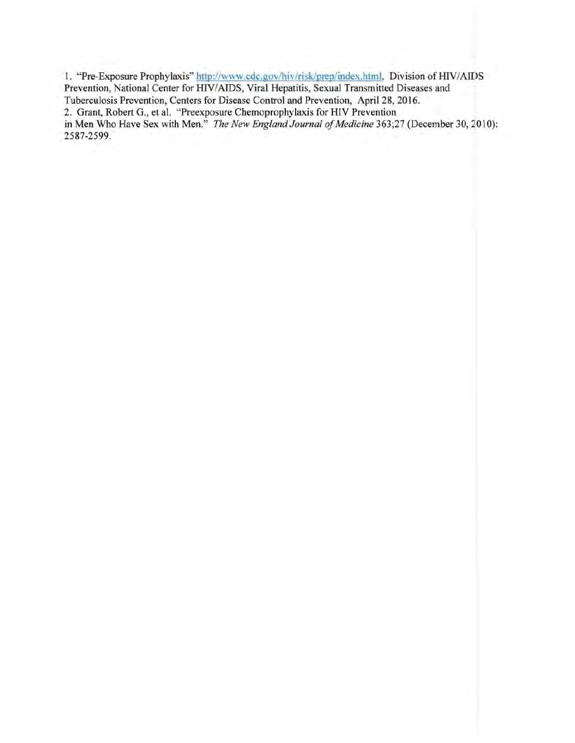1. "Pre-Exposure Prophylaxis" http://www.cdc.gov/hiv/risk/prep/index.html, Division of HIV/AIDS Prevention, National Center for HIV/AIDS, Viral Hepatitis, Sexual Transmitted Diseases and Tuberculosis Prevention, Centers for Disease Control and Prevention, April 28, 2016.
2. Grant, Robert G., et al. "Preexposure Chemoprophylaxis for HIV Prevention in Men Who Have Sex with Men." *The New England Journal of Medicine* 363;27 (December 30, 2010): 2587-2599.